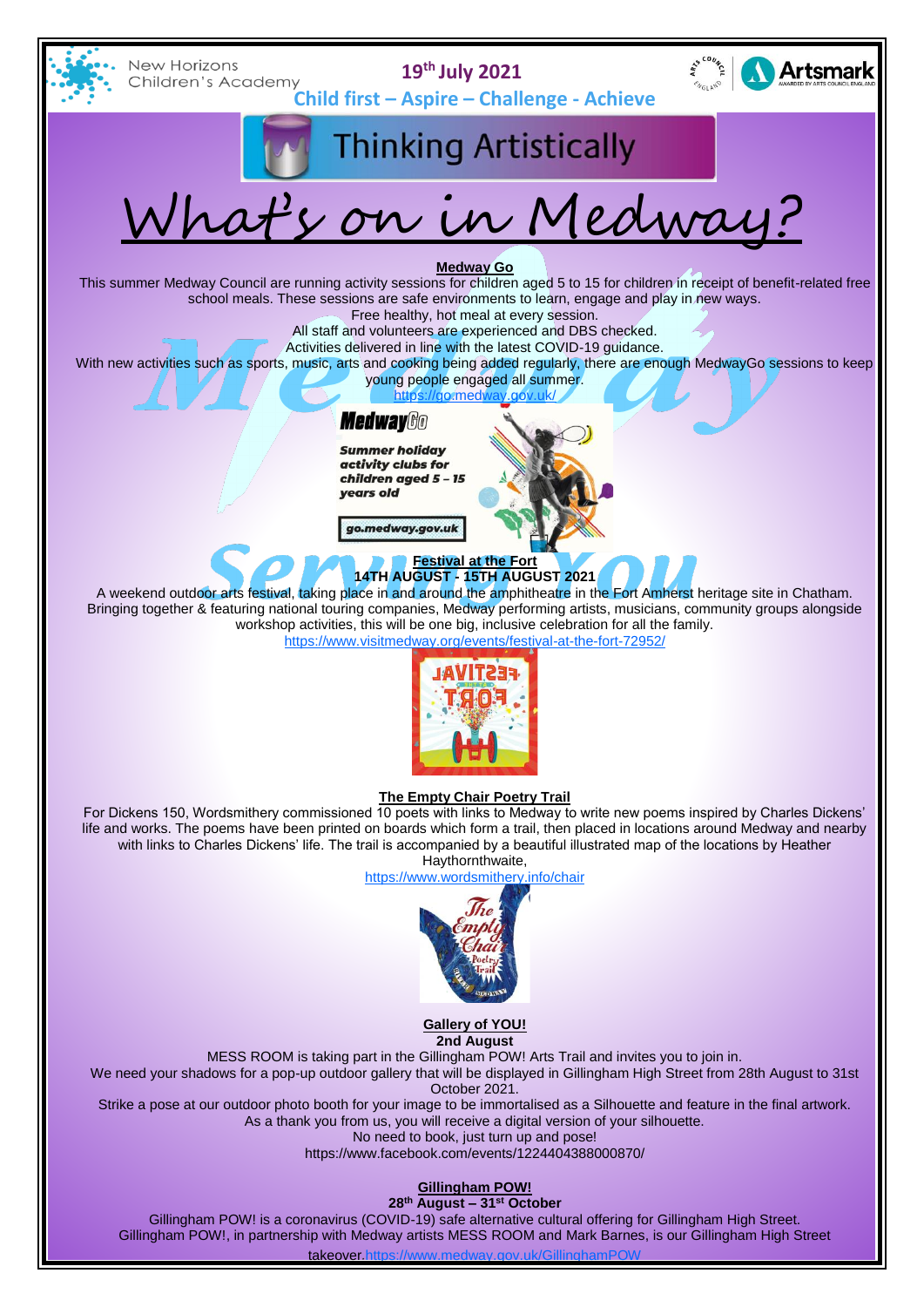New Horizons Children's Academy

**19th July 2021**

**Child first – Aspire – Challenge - Achieve**

# Thinking Artistically

# What's on in Medway?

**Medway Go**

This summer Medway Council are running activity sessions for children aged 5 to 15 for children in receipt of benefit-related free school meals. These sessions are safe environments to learn, engage and play in new ways.
Free healthy, hot meal at every session.
All staff and volunteers are experienced and DBS checked.
Activities delivered in line with the latest COVID-19 guidance.
With new activities such as sports, music, arts and cooking being added regularly, there are enough MedwayGo sessions to keep young people engaged all summer.
https://go.medway.gov.uk/

MedwayGo
Summer holiday activity clubs for children aged 5 – 15 years old
go.medway.gov.uk

**Festival at the Fort**
**14TH AUGUST - 15TH AUGUST 2021**

A weekend outdoor arts festival, taking place in and around the amphitheatre in the Fort Amherst heritage site in Chatham. Bringing together & featuring national touring companies, Medway performing artists, musicians, community groups alongside workshop activities, this will be one big, inclusive celebration for all the family.
https://www.visitmedway.org/events/festival-at-the-fort-72952/

**The Empty Chair Poetry Trail**

For Dickens 150, Wordsmithery commissioned 10 poets with links to Medway to write new poems inspired by Charles Dickens' life and works. The poems have been printed on boards which form a trail, then placed in locations around Medway and nearby with links to Charles Dickens' life. The trail is accompanied by a beautiful illustrated map of the locations by Heather Haythornthwaite,
https://www.wordsmithery.info/chair

**Gallery of YOU!**
**2nd August**

MESS ROOM is taking part in the Gillingham POW! Arts Trail and invites you to join in.
We need your shadows for a pop-up outdoor gallery that will be displayed in Gillingham High Street from 28th August to 31st October 2021.
Strike a pose at our outdoor photo booth for your image to be immortalised as a Silhouette and feature in the final artwork.
As a thank you from us, you will receive a digital version of your silhouette.
No need to book, just turn up and pose!
https://www.facebook.com/events/1224404388000870/

**Gillingham POW!**
**28th August – 31st October**

Gillingham POW! is a coronavirus (COVID-19) safe alternative cultural offering for Gillingham High Street.
Gillingham POW!, in partnership with Medway artists MESS ROOM and Mark Barnes, is our Gillingham High Street takeover.https://www.medway.gov.uk/GillinghamPOW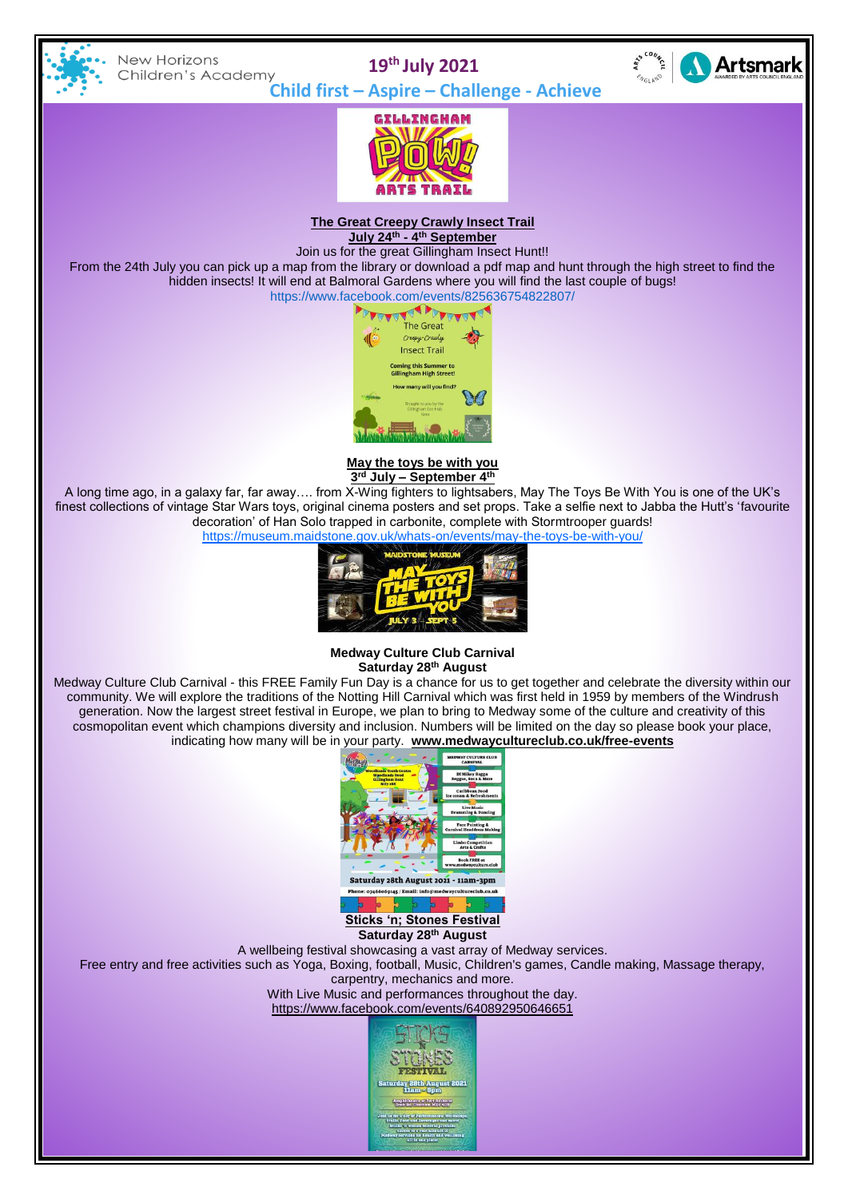New Horizons Children's Academy

## 19th July 2021

**Child first – Aspire – Challenge - Achieve**

GILLINGHAM POW! ARTS TRAIL

### The Great Creepy Crawly Insect Trail

**July 24th - 4th September**

Join us for the great Gillingham Insect Hunt!!

From the 24th July you can pick up a map from the library or download a pdf map and hunt through the high street to find the hidden insects! It will end at Balmoral Gardens where you will find the last couple of bugs!

https://www.facebook.com/events/825636754822807/

### May the toys be with you

**3rd July – September 4th**

A long time ago, in a galaxy far, far away…. from X-Wing fighters to lightsabers, May The Toys Be With You is one of the UK's finest collections of vintage Star Wars toys, original cinema posters and set props. Take a selfie next to Jabba the Hutt's 'favourite decoration' of Han Solo trapped in carbonite, complete with Stormtrooper guards!

https://museum.maidstone.gov.uk/whats-on/events/may-the-toys-be-with-you/

### Medway Culture Club Carnival

**Saturday 28th August**

Medway Culture Club Carnival - this FREE Family Fun Day is a chance for us to get together and celebrate the diversity within our community. We will explore the traditions of the Notting Hill Carnival which was first held in 1959 by members of the Windrush generation. Now the largest street festival in Europe, we plan to bring to Medway some of the culture and creativity of this cosmopolitan event which champions diversity and inclusion. Numbers will be limited on the day so please book your place, indicating how many will be in your party. **www.medwaycultureclub.co.uk/free-events**

### Sticks 'n; Stones Festival

**Saturday 28th August**

A wellbeing festival showcasing a vast array of Medway services.

Free entry and free activities such as Yoga, Boxing, football, Music, Children's games, Candle making, Massage therapy, carpentry, mechanics and more.

With Live Music and performances throughout the day.

https://www.facebook.com/events/640892950646651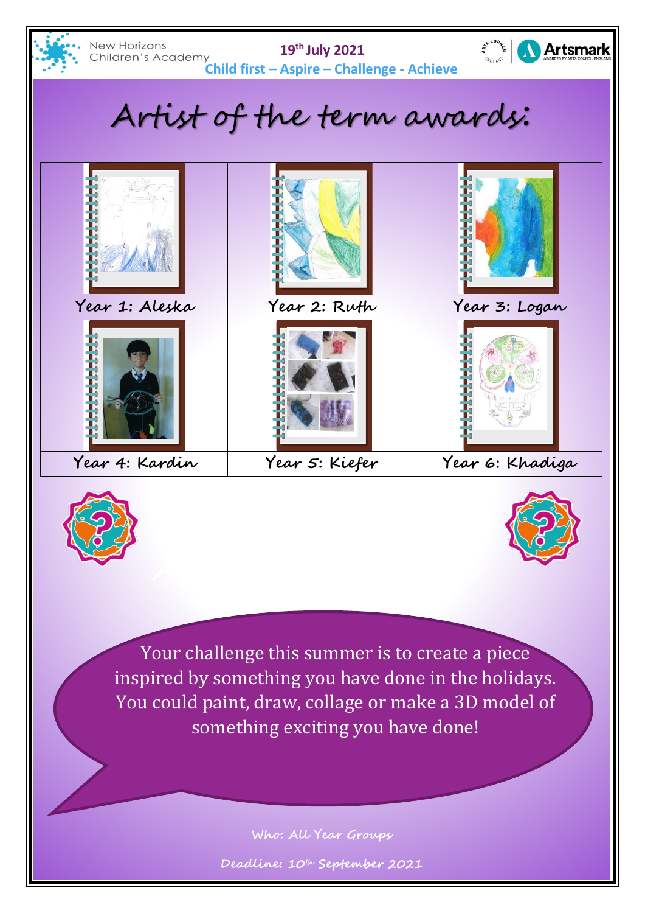New Horizons Children's Academy

19th July 2021

Child first – Aspire – Challenge - Achieve

# Artist of the term awards:

| | | |
|---|---|---|
| Year 1: Aleska | Year 2: Ruth | Year 3: Logan |
| Year 4: Kardin | Year 5: Kiefer | Year 6: Khadiga |

Your challenge this summer is to create a piece inspired by something you have done in the holidays. You could paint, draw, collage or make a 3D model of something exciting you have done!

Who: All Year Groups

Deadline: 10th September 2021